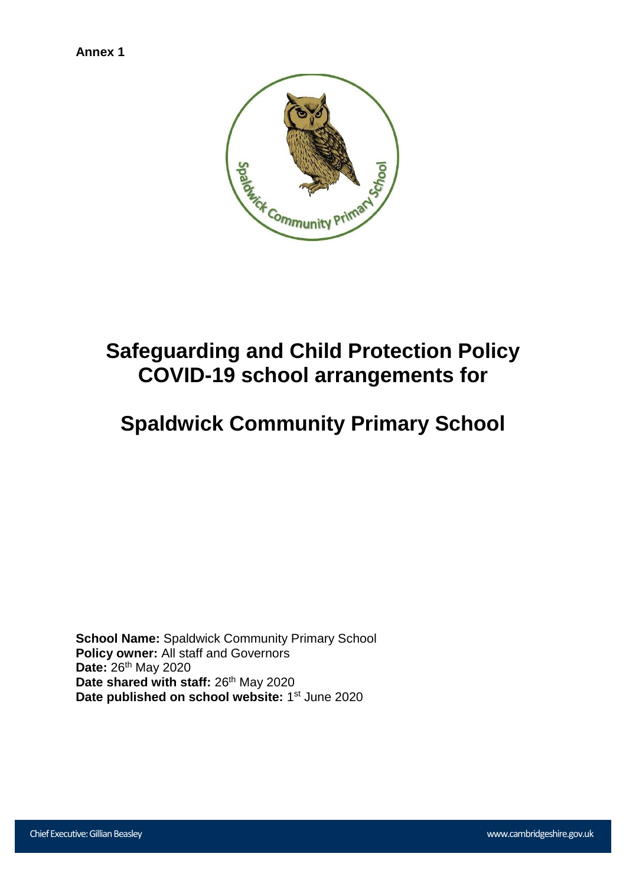**Annex 1**

# Safeguarding and Child Protection Policy COVID-19 school arrangements for

# Spaldwick Community Primary School

**School Name:** Spaldwick Community Primary School
**Policy owner:** All staff and Governors
**Date:** 26th May 2020
**Date shared with staff:** 26th May 2020
**Date published on school website:** 1st June 2020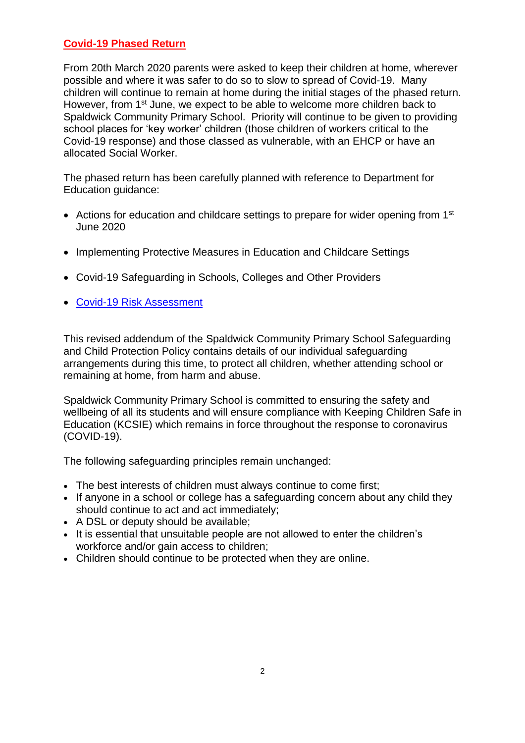## Covid-19 Phased Return

From 20th March 2020 parents were asked to keep their children at home, wherever possible and where it was safer to do so to slow to spread of Covid-19. Many children will continue to remain at home during the initial stages of the phased return. However, from 1st June, we expect to be able to welcome more children back to Spaldwick Community Primary School. Priority will continue to be given to providing school places for 'key worker' children (those children of workers critical to the Covid-19 response) and those classed as vulnerable, with an EHCP or have an allocated Social Worker.

The phased return has been carefully planned with reference to Department for Education guidance:

- Actions for education and childcare settings to prepare for wider opening from 1st June 2020
- Implementing Protective Measures in Education and Childcare Settings
- Covid-19 Safeguarding in Schools, Colleges and Other Providers
- Covid-19 Risk Assessment

This revised addendum of the Spaldwick Community Primary School Safeguarding and Child Protection Policy contains details of our individual safeguarding arrangements during this time, to protect all children, whether attending school or remaining at home, from harm and abuse.

Spaldwick Community Primary School is committed to ensuring the safety and wellbeing of all its students and will ensure compliance with Keeping Children Safe in Education (KCSIE) which remains in force throughout the response to coronavirus (COVID-19).

The following safeguarding principles remain unchanged:

- The best interests of children must always continue to come first;
- If anyone in a school or college has a safeguarding concern about any child they should continue to act and act immediately;
- A DSL or deputy should be available;
- It is essential that unsuitable people are not allowed to enter the children's workforce and/or gain access to children;
- Children should continue to be protected when they are online.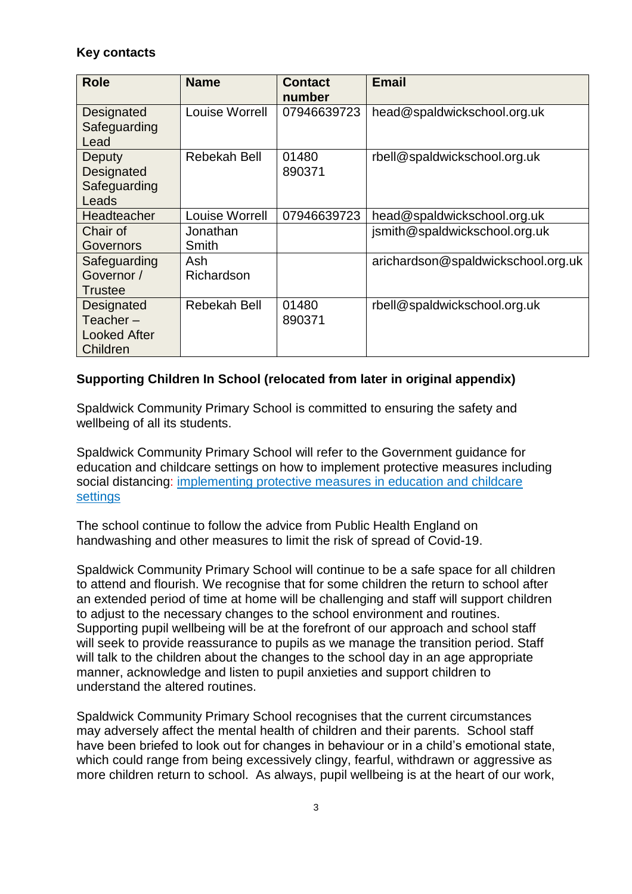**Key contacts**

| Role | Name | Contact number | Email |
|---|---|---|---|
| Designated Safeguarding Lead | Louise Worrell | 07946639723 | head@spaldwickschool.org.uk |
| Deputy Designated Safeguarding Leads | Rebekah Bell | 01480 890371 | rbell@spaldwickschool.org.uk |
| Headteacher | Louise Worrell | 07946639723 | head@spaldwickschool.org.uk |
| Chair of Governors | Jonathan Smith | | jsmith@spaldwickschool.org.uk |
| Safeguarding Governor / Trustee | Ash Richardson | | arichardson@spaldwickschool.org.uk |
| Designated Teacher – Looked After Children | Rebekah Bell | 01480 890371 | rbell@spaldwickschool.org.uk |

**Supporting Children In School (relocated from later in original appendix)**

Spaldwick Community Primary School is committed to ensuring the safety and wellbeing of all its students.

Spaldwick Community Primary School will refer to the Government guidance for education and childcare settings on how to implement protective measures including social distancing: [implementing protective measures in education and childcare settings]()

The school continue to follow the advice from Public Health England on handwashing and other measures to limit the risk of spread of Covid-19.

Spaldwick Community Primary School will continue to be a safe space for all children to attend and flourish. We recognise that for some children the return to school after an extended period of time at home will be challenging and staff will support children to adjust to the necessary changes to the school environment and routines. Supporting pupil wellbeing will be at the forefront of our approach and school staff will seek to provide reassurance to pupils as we manage the transition period. Staff will talk to the children about the changes to the school day in an age appropriate manner, acknowledge and listen to pupil anxieties and support children to understand the altered routines.

Spaldwick Community Primary School recognises that the current circumstances may adversely affect the mental health of children and their parents. School staff have been briefed to look out for changes in behaviour or in a child's emotional state, which could range from being excessively clingy, fearful, withdrawn or aggressive as more children return to school. As always, pupil wellbeing is at the heart of our work,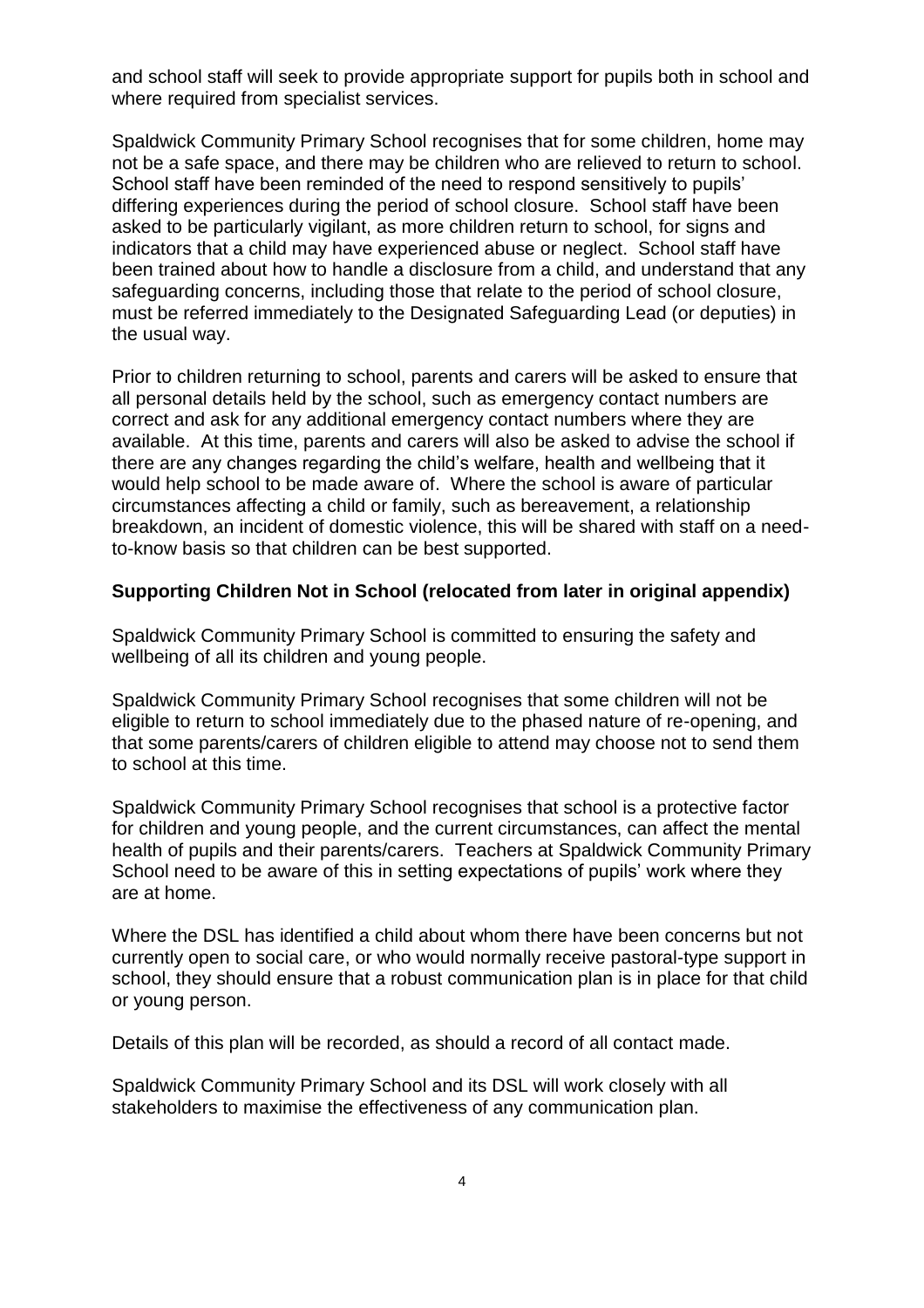and school staff will seek to provide appropriate support for pupils both in school and where required from specialist services.

Spaldwick Community Primary School recognises that for some children, home may not be a safe space, and there may be children who are relieved to return to school. School staff have been reminded of the need to respond sensitively to pupils' differing experiences during the period of school closure. School staff have been asked to be particularly vigilant, as more children return to school, for signs and indicators that a child may have experienced abuse or neglect. School staff have been trained about how to handle a disclosure from a child, and understand that any safeguarding concerns, including those that relate to the period of school closure, must be referred immediately to the Designated Safeguarding Lead (or deputies) in the usual way.

Prior to children returning to school, parents and carers will be asked to ensure that all personal details held by the school, such as emergency contact numbers are correct and ask for any additional emergency contact numbers where they are available. At this time, parents and carers will also be asked to advise the school if there are any changes regarding the child's welfare, health and wellbeing that it would help school to be made aware of. Where the school is aware of particular circumstances affecting a child or family, such as bereavement, a relationship breakdown, an incident of domestic violence, this will be shared with staff on a need-to-know basis so that children can be best supported.

**Supporting Children Not in School (relocated from later in original appendix)**

Spaldwick Community Primary School is committed to ensuring the safety and wellbeing of all its children and young people.

Spaldwick Community Primary School recognises that some children will not be eligible to return to school immediately due to the phased nature of re-opening, and that some parents/carers of children eligible to attend may choose not to send them to school at this time.

Spaldwick Community Primary School recognises that school is a protective factor for children and young people, and the current circumstances, can affect the mental health of pupils and their parents/carers. Teachers at Spaldwick Community Primary School need to be aware of this in setting expectations of pupils' work where they are at home.

Where the DSL has identified a child about whom there have been concerns but not currently open to social care, or who would normally receive pastoral-type support in school, they should ensure that a robust communication plan is in place for that child or young person.

Details of this plan will be recorded, as should a record of all contact made.

Spaldwick Community Primary School and its DSL will work closely with all stakeholders to maximise the effectiveness of any communication plan.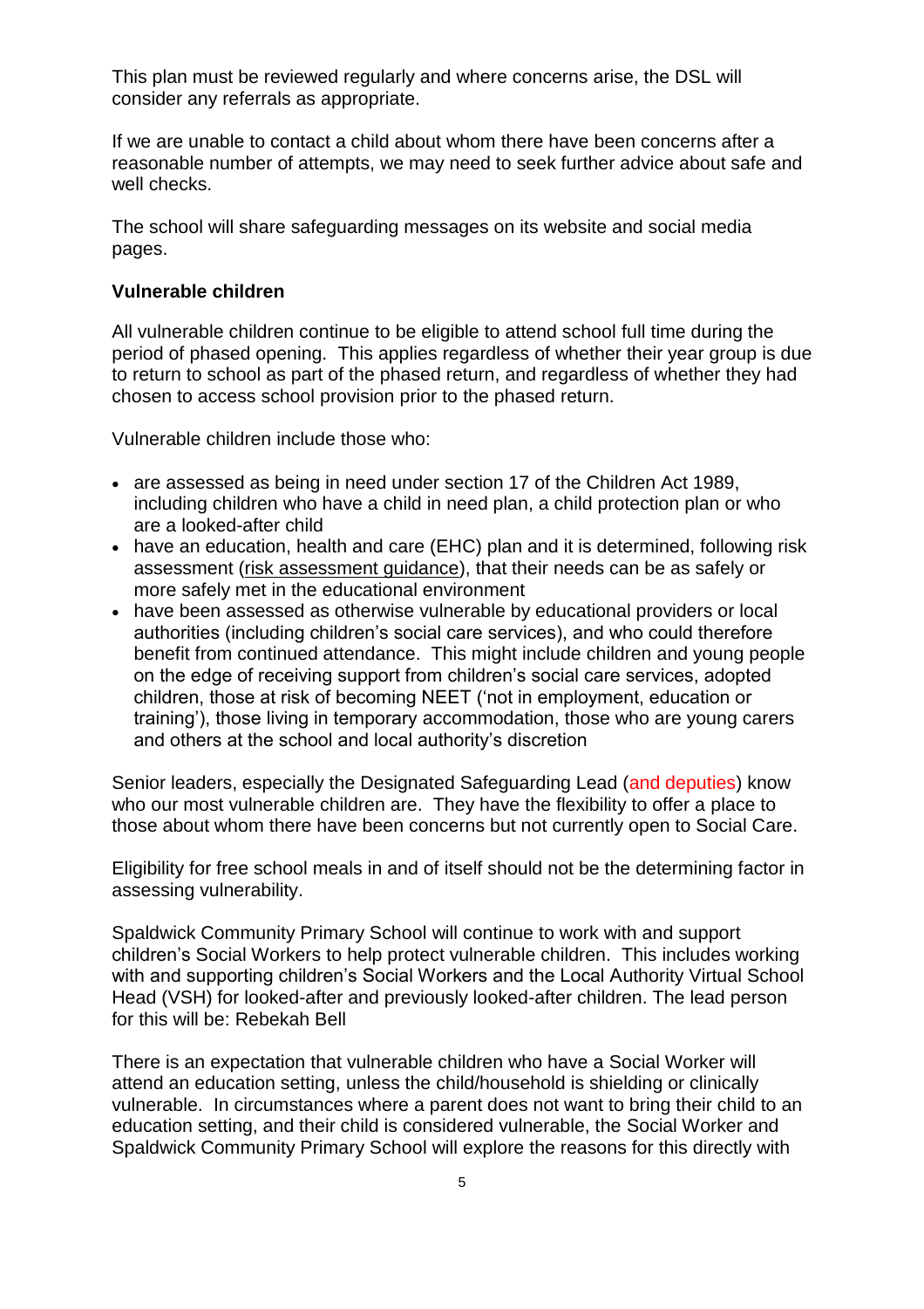This plan must be reviewed regularly and where concerns arise, the DSL will consider any referrals as appropriate.

If we are unable to contact a child about whom there have been concerns after a reasonable number of attempts, we may need to seek further advice about safe and well checks.

The school will share safeguarding messages on its website and social media pages.

**Vulnerable children**

All vulnerable children continue to be eligible to attend school full time during the period of phased opening. This applies regardless of whether their year group is due to return to school as part of the phased return, and regardless of whether they had chosen to access school provision prior to the phased return.

Vulnerable children include those who:

- are assessed as being in need under section 17 of the Children Act 1989, including children who have a child in need plan, a child protection plan or who are a looked-after child
- have an education, health and care (EHC) plan and it is determined, following risk assessment (risk assessment guidance), that their needs can be as safely or more safely met in the educational environment
- have been assessed as otherwise vulnerable by educational providers or local authorities (including children's social care services), and who could therefore benefit from continued attendance. This might include children and young people on the edge of receiving support from children's social care services, adopted children, those at risk of becoming NEET ('not in employment, education or training'), those living in temporary accommodation, those who are young carers and others at the school and local authority's discretion

Senior leaders, especially the Designated Safeguarding Lead (and deputies) know who our most vulnerable children are. They have the flexibility to offer a place to those about whom there have been concerns but not currently open to Social Care.

Eligibility for free school meals in and of itself should not be the determining factor in assessing vulnerability.

Spaldwick Community Primary School will continue to work with and support children's Social Workers to help protect vulnerable children. This includes working with and supporting children's Social Workers and the Local Authority Virtual School Head (VSH) for looked-after and previously looked-after children. The lead person for this will be: Rebekah Bell

There is an expectation that vulnerable children who have a Social Worker will attend an education setting, unless the child/household is shielding or clinically vulnerable. In circumstances where a parent does not want to bring their child to an education setting, and their child is considered vulnerable, the Social Worker and Spaldwick Community Primary School will explore the reasons for this directly with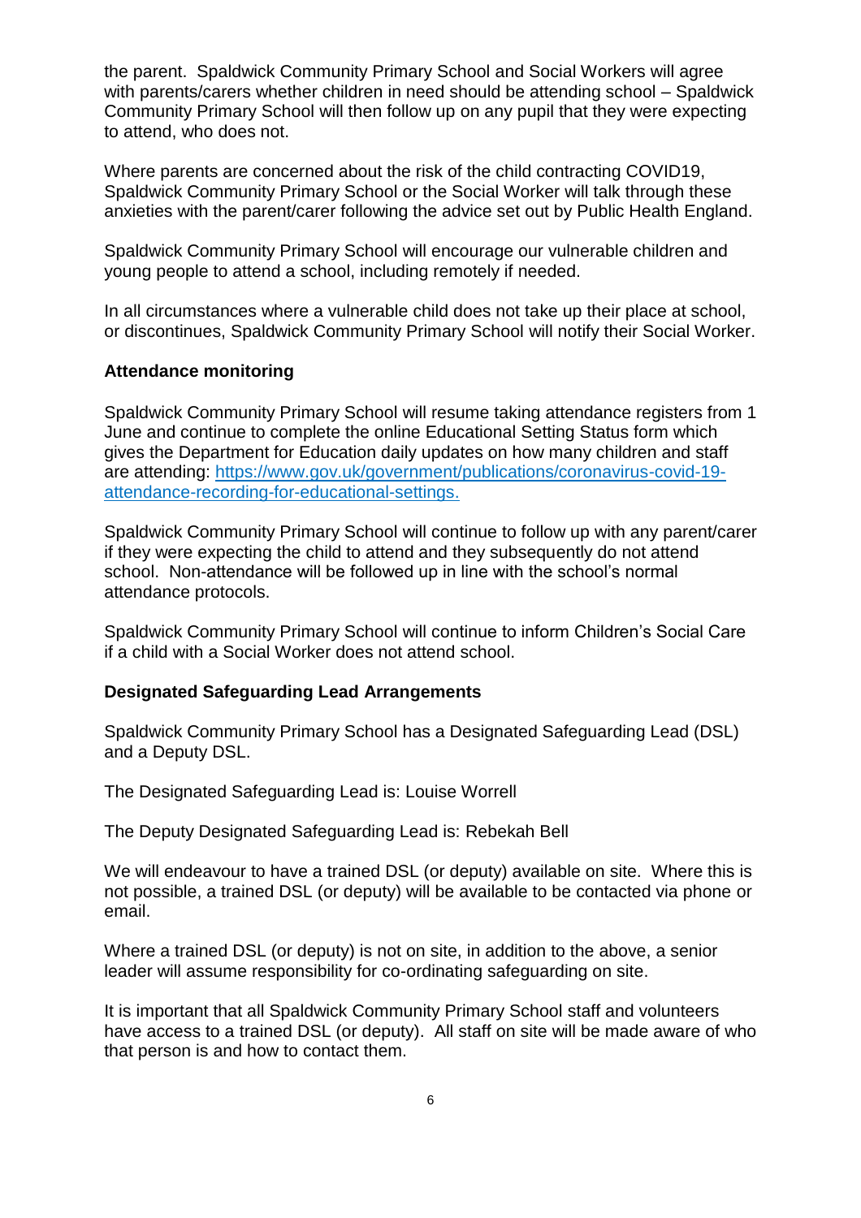the parent. Spaldwick Community Primary School and Social Workers will agree with parents/carers whether children in need should be attending school – Spaldwick Community Primary School will then follow up on any pupil that they were expecting to attend, who does not.

Where parents are concerned about the risk of the child contracting COVID19, Spaldwick Community Primary School or the Social Worker will talk through these anxieties with the parent/carer following the advice set out by Public Health England.

Spaldwick Community Primary School will encourage our vulnerable children and young people to attend a school, including remotely if needed.

In all circumstances where a vulnerable child does not take up their place at school, or discontinues, Spaldwick Community Primary School will notify their Social Worker.

### Attendance monitoring

Spaldwick Community Primary School will resume taking attendance registers from 1 June and continue to complete the online Educational Setting Status form which gives the Department for Education daily updates on how many children and staff are attending: [https://www.gov.uk/government/publications/coronavirus-covid-19-attendance-recording-for-educational-settings.](https://www.gov.uk/government/publications/coronavirus-covid-19-attendance-recording-for-educational-settings)

Spaldwick Community Primary School will continue to follow up with any parent/carer if they were expecting the child to attend and they subsequently do not attend school. Non-attendance will be followed up in line with the school's normal attendance protocols.

Spaldwick Community Primary School will continue to inform Children's Social Care if a child with a Social Worker does not attend school.

### Designated Safeguarding Lead Arrangements

Spaldwick Community Primary School has a Designated Safeguarding Lead (DSL) and a Deputy DSL.

The Designated Safeguarding Lead is: Louise Worrell

The Deputy Designated Safeguarding Lead is: Rebekah Bell

We will endeavour to have a trained DSL (or deputy) available on site. Where this is not possible, a trained DSL (or deputy) will be available to be contacted via phone or email.

Where a trained DSL (or deputy) is not on site, in addition to the above, a senior leader will assume responsibility for co-ordinating safeguarding on site.

It is important that all Spaldwick Community Primary School staff and volunteers have access to a trained DSL (or deputy). All staff on site will be made aware of who that person is and how to contact them.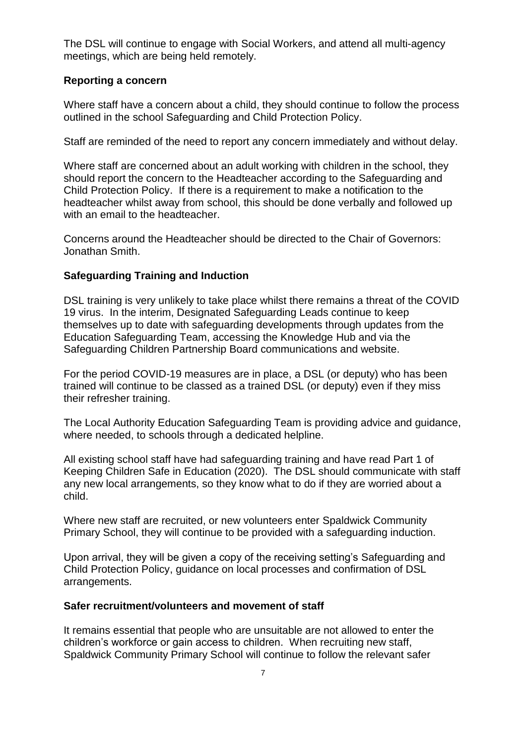The DSL will continue to engage with Social Workers, and attend all multi-agency meetings, which are being held remotely.

**Reporting a concern**

Where staff have a concern about a child, they should continue to follow the process outlined in the school Safeguarding and Child Protection Policy.

Staff are reminded of the need to report any concern immediately and without delay.

Where staff are concerned about an adult working with children in the school, they should report the concern to the Headteacher according to the Safeguarding and Child Protection Policy. If there is a requirement to make a notification to the headteacher whilst away from school, this should be done verbally and followed up with an email to the headteacher.

Concerns around the Headteacher should be directed to the Chair of Governors: Jonathan Smith.

**Safeguarding Training and Induction**

DSL training is very unlikely to take place whilst there remains a threat of the COVID 19 virus. In the interim, Designated Safeguarding Leads continue to keep themselves up to date with safeguarding developments through updates from the Education Safeguarding Team, accessing the Knowledge Hub and via the Safeguarding Children Partnership Board communications and website.

For the period COVID-19 measures are in place, a DSL (or deputy) who has been trained will continue to be classed as a trained DSL (or deputy) even if they miss their refresher training.

The Local Authority Education Safeguarding Team is providing advice and guidance, where needed, to schools through a dedicated helpline.

All existing school staff have had safeguarding training and have read Part 1 of Keeping Children Safe in Education (2020). The DSL should communicate with staff any new local arrangements, so they know what to do if they are worried about a child.

Where new staff are recruited, or new volunteers enter Spaldwick Community Primary School, they will continue to be provided with a safeguarding induction.

Upon arrival, they will be given a copy of the receiving setting's Safeguarding and Child Protection Policy, guidance on local processes and confirmation of DSL arrangements.

**Safer recruitment/volunteers and movement of staff**

It remains essential that people who are unsuitable are not allowed to enter the children's workforce or gain access to children. When recruiting new staff, Spaldwick Community Primary School will continue to follow the relevant safer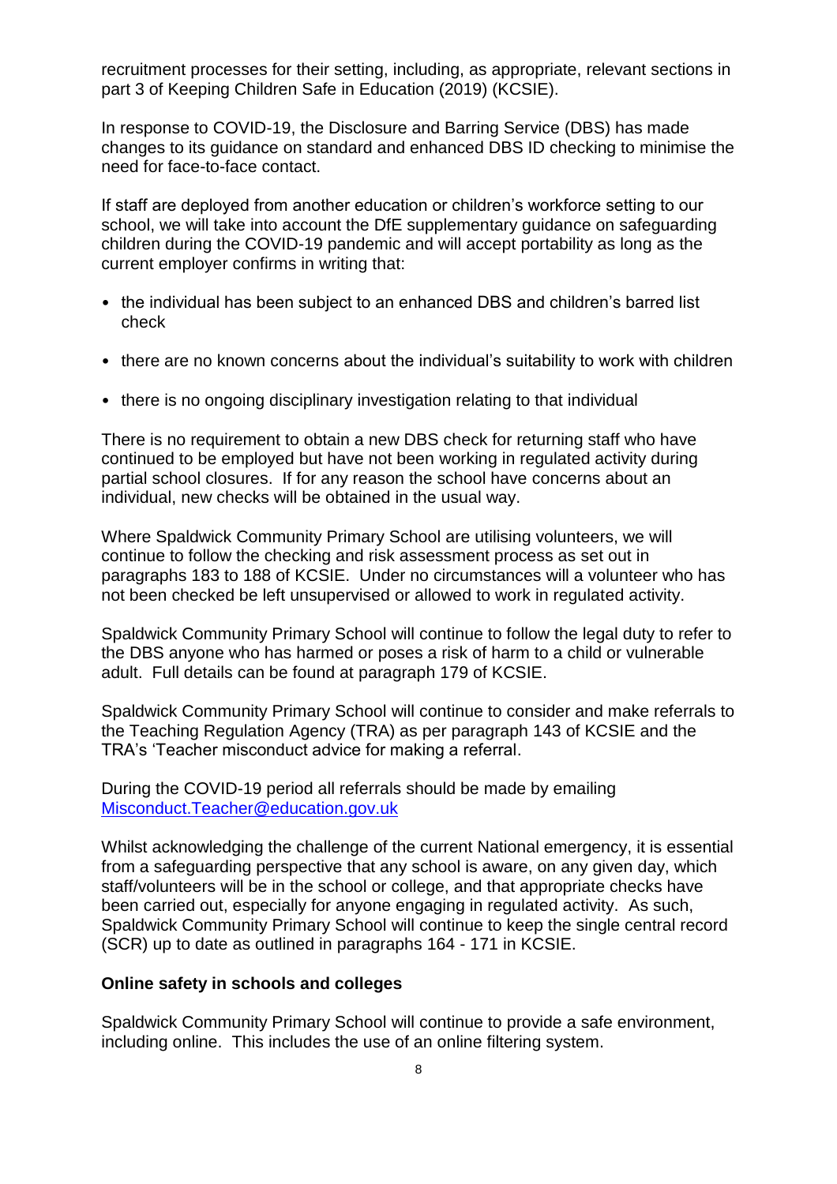recruitment processes for their setting, including, as appropriate, relevant sections in part 3 of Keeping Children Safe in Education (2019) (KCSIE).

In response to COVID-19, the Disclosure and Barring Service (DBS) has made changes to its guidance on standard and enhanced DBS ID checking to minimise the need for face-to-face contact.

If staff are deployed from another education or children's workforce setting to our school, we will take into account the DfE supplementary guidance on safeguarding children during the COVID-19 pandemic and will accept portability as long as the current employer confirms in writing that:

- the individual has been subject to an enhanced DBS and children's barred list check
- there are no known concerns about the individual's suitability to work with children
- there is no ongoing disciplinary investigation relating to that individual

There is no requirement to obtain a new DBS check for returning staff who have continued to be employed but have not been working in regulated activity during partial school closures. If for any reason the school have concerns about an individual, new checks will be obtained in the usual way.

Where Spaldwick Community Primary School are utilising volunteers, we will continue to follow the checking and risk assessment process as set out in paragraphs 183 to 188 of KCSIE. Under no circumstances will a volunteer who has not been checked be left unsupervised or allowed to work in regulated activity.

Spaldwick Community Primary School will continue to follow the legal duty to refer to the DBS anyone who has harmed or poses a risk of harm to a child or vulnerable adult. Full details can be found at paragraph 179 of KCSIE.

Spaldwick Community Primary School will continue to consider and make referrals to the Teaching Regulation Agency (TRA) as per paragraph 143 of KCSIE and the TRA's 'Teacher misconduct advice for making a referral.

During the COVID-19 period all referrals should be made by emailing [Misconduct.Teacher@education.gov.uk](mailto:Misconduct.Teacher@education.gov.uk)

Whilst acknowledging the challenge of the current National emergency, it is essential from a safeguarding perspective that any school is aware, on any given day, which staff/volunteers will be in the school or college, and that appropriate checks have been carried out, especially for anyone engaging in regulated activity. As such, Spaldwick Community Primary School will continue to keep the single central record (SCR) up to date as outlined in paragraphs 164 - 171 in KCSIE.

**Online safety in schools and colleges**

Spaldwick Community Primary School will continue to provide a safe environment, including online. This includes the use of an online filtering system.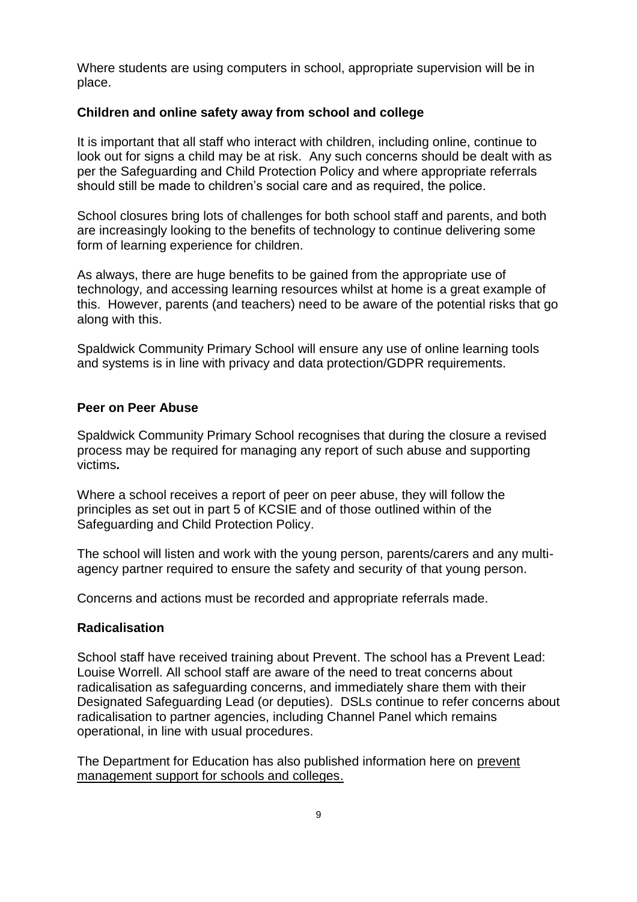Where students are using computers in school, appropriate supervision will be in place.

**Children and online safety away from school and college**

It is important that all staff who interact with children, including online, continue to look out for signs a child may be at risk. Any such concerns should be dealt with as per the Safeguarding and Child Protection Policy and where appropriate referrals should still be made to children's social care and as required, the police.

School closures bring lots of challenges for both school staff and parents, and both are increasingly looking to the benefits of technology to continue delivering some form of learning experience for children.

As always, there are huge benefits to be gained from the appropriate use of technology, and accessing learning resources whilst at home is a great example of this. However, parents (and teachers) need to be aware of the potential risks that go along with this.

Spaldwick Community Primary School will ensure any use of online learning tools and systems is in line with privacy and data protection/GDPR requirements.

**Peer on Peer Abuse**

Spaldwick Community Primary School recognises that during the closure a revised process may be required for managing any report of such abuse and supporting victims**.**

Where a school receives a report of peer on peer abuse, they will follow the principles as set out in part 5 of KCSIE and of those outlined within of the Safeguarding and Child Protection Policy.

The school will listen and work with the young person, parents/carers and any multi-agency partner required to ensure the safety and security of that young person.

Concerns and actions must be recorded and appropriate referrals made.

**Radicalisation**

School staff have received training about Prevent. The school has a Prevent Lead: Louise Worrell. All school staff are aware of the need to treat concerns about radicalisation as safeguarding concerns, and immediately share them with their Designated Safeguarding Lead (or deputies). DSLs continue to refer concerns about radicalisation to partner agencies, including Channel Panel which remains operational, in line with usual procedures.

The Department for Education has also published information here on prevent management support for schools and colleges.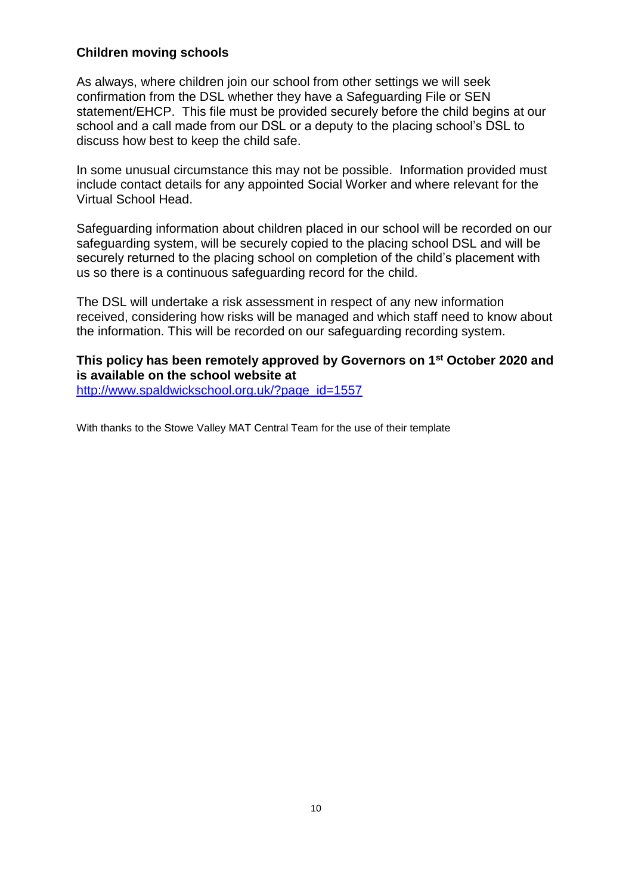## Children moving schools

As always, where children join our school from other settings we will seek confirmation from the DSL whether they have a Safeguarding File or SEN statement/EHCP. This file must be provided securely before the child begins at our school and a call made from our DSL or a deputy to the placing school's DSL to discuss how best to keep the child safe.

In some unusual circumstance this may not be possible. Information provided must include contact details for any appointed Social Worker and where relevant for the Virtual School Head.

Safeguarding information about children placed in our school will be recorded on our safeguarding system, will be securely copied to the placing school DSL and will be securely returned to the placing school on completion of the child's placement with us so there is a continuous safeguarding record for the child.

The DSL will undertake a risk assessment in respect of any new information received, considering how risks will be managed and which staff need to know about the information. This will be recorded on our safeguarding recording system.

**This policy has been remotely approved by Governors on 1st October 2020 and is available on the school website at**
[http://www.spaldwickschool.org.uk/?page_id=1557](http://www.spaldwickschool.org.uk/?page_id=1557)

With thanks to the Stowe Valley MAT Central Team for the use of their template